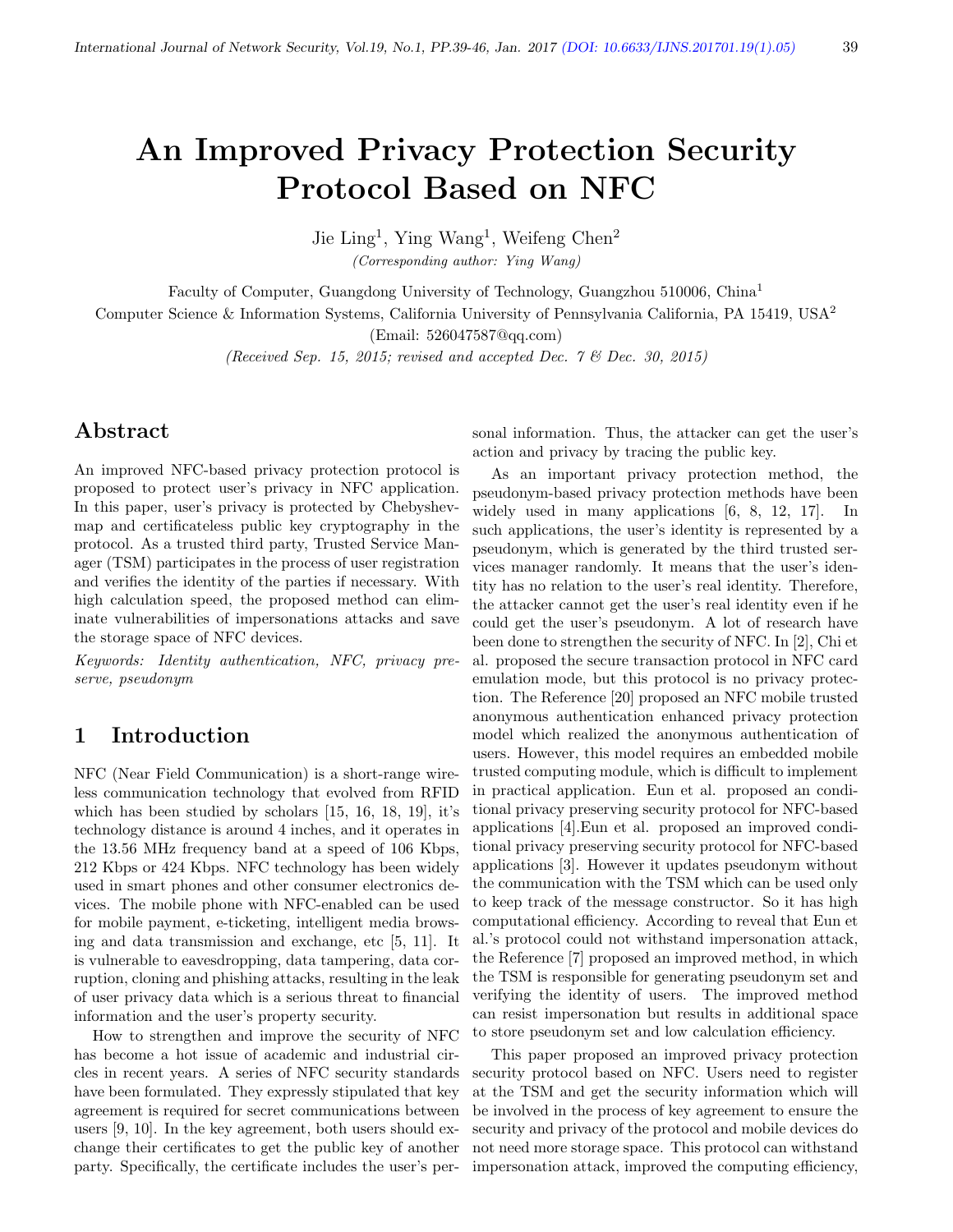# An Improved Privacy Protection Security Protocol Based on NFC

Jie Ling[1], Ying Wang[1], Weifeng Chen[2]

*(Corresponding author: Ying Wang)*

Faculty of Computer, Guangdong University of Technology, Guangzhou 510006, China[1]

Computer Science & Information Systems, California University of Pennsylvania California, PA 15419, USA[2]

(Email: 526047587@qq.com)

*(Received Sep. 15, 2015; revised and accepted Dec. 7 & Dec. 30, 2015)*

## Abstract

An improved NFC-based privacy protection protocol is proposed to protect user's privacy in NFC application. In this paper, user's privacy is protected by Chebyshev-map and certificateless public key cryptography in the protocol. As a trusted third party, Trusted Service Manager (TSM) participates in the process of user registration and verifies the identity of the parties if necessary. With high calculation speed, the proposed method can eliminate vulnerabilities of impersonations attacks and save the storage space of NFC devices.

*Keywords: Identity authentication, NFC, privacy preserve, pseudonym*

## 1 Introduction

NFC (Near Field Communication) is a short-range wireless communication technology that evolved from RFID which has been studied by scholars [15, 16, 18, 19], it's technology distance is around 4 inches, and it operates in the 13.56 MHz frequency band at a speed of 106 Kbps, 212 Kbps or 424 Kbps. NFC technology has been widely used in smart phones and other consumer electronics devices. The mobile phone with NFC-enabled can be used for mobile payment, e-ticketing, intelligent media browsing and data transmission and exchange, etc [5, 11]. It is vulnerable to eavesdropping, data tampering, data corruption, cloning and phishing attacks, resulting in the leak of user privacy data which is a serious threat to financial information and the user's property security.

How to strengthen and improve the security of NFC has become a hot issue of academic and industrial circles in recent years. A series of NFC security standards have been formulated. They expressly stipulated that key agreement is required for secret communications between users [9, 10]. In the key agreement, both users should exchange their certificates to get the public key of another party. Specifically, the certificate includes the user's personal information. Thus, the attacker can get the user's action and privacy by tracing the public key.

As an important privacy protection method, the pseudonym-based privacy protection methods have been widely used in many applications [6, 8, 12, 17]. In such applications, the user's identity is represented by a pseudonym, which is generated by the third trusted services manager randomly. It means that the user's identity has no relation to the user's real identity. Therefore, the attacker cannot get the user's real identity even if he could get the user's pseudonym. A lot of research have been done to strengthen the security of NFC. In [2], Chi et al. proposed the secure transaction protocol in NFC card emulation mode, but this protocol is no privacy protection. The Reference [20] proposed an NFC mobile trusted anonymous authentication enhanced privacy protection model which realized the anonymous authentication of users. However, this model requires an embedded mobile trusted computing module, which is difficult to implement in practical application. Eun et al. proposed an conditional privacy preserving security protocol for NFC-based applications [4].Eun et al. proposed an improved conditional privacy preserving security protocol for NFC-based applications [3]. However it updates pseudonym without the communication with the TSM which can be used only to keep track of the message constructor. So it has high computational efficiency. According to reveal that Eun et al.'s protocol could not withstand impersonation attack, the Reference [7] proposed an improved method, in which the TSM is responsible for generating pseudonym set and verifying the identity of users. The improved method can resist impersonation but results in additional space to store pseudonym set and low calculation efficiency.

This paper proposed an improved privacy protection security protocol based on NFC. Users need to register at the TSM and get the security information which will be involved in the process of key agreement to ensure the security and privacy of the protocol and mobile devices do not need more storage space. This protocol can withstand impersonation attack, improved the computing efficiency,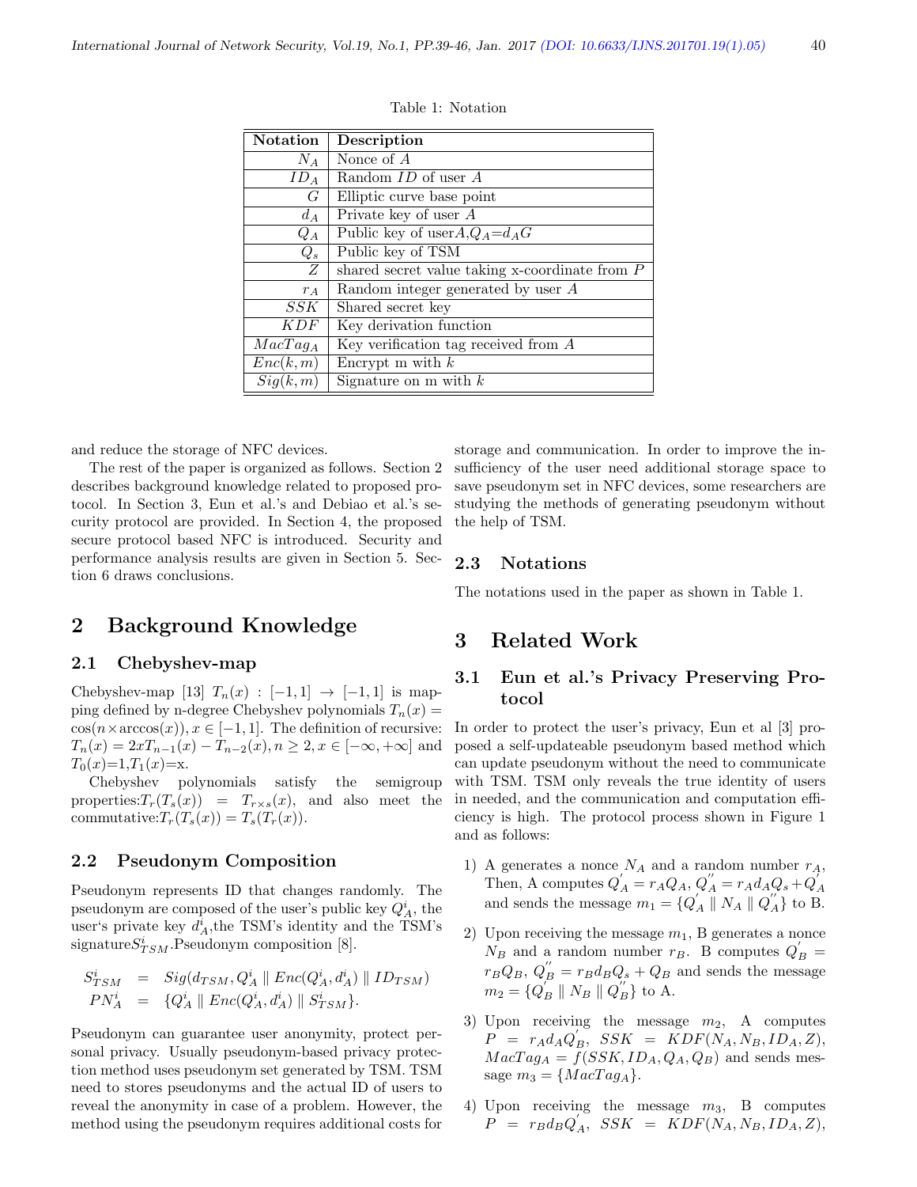Table 1: Notation

| Notation | Description |
|---|---|
| $N_A$ | Nonce of $A$ |
| $ID_A$ | Random $ID$ of user $A$ |
| $G$ | Elliptic curve base point |
| $d_A$ | Private key of user $A$ |
| $Q_A$ | Public key of user$A$,$Q_A$=$d_AG$ |
| $Q_s$ | Public key of TSM |
| $Z$ | shared secret value taking x-coordinate from $P$ |
| $r_A$ | Random integer generated by user $A$ |
| $SSK$ | Shared secret key |
| $KDF$ | Key derivation function |
| $MacTag_A$ | Key verification tag received from $A$ |
| $Enc(k,m)$ | Encrypt m with $k$ |
| $Sig(k,m)$ | Signature on m with $k$ |

and reduce the storage of NFC devices.

The rest of the paper is organized as follows. Section 2 describes background knowledge related to proposed protocol. In Section 3, Eun et al.'s and Debiao et al.'s security protocol are provided. In Section 4, the proposed secure protocol based NFC is introduced. Security and performance analysis results are given in Section 5. Section 6 draws conclusions.

## 2 Background Knowledge

### 2.1 Chebyshev-map

Chebyshev-map [13] $T_n(x) : [-1,1] \to [-1,1]$ is mapping defined by n-degree Chebyshev polynomials $T_n(x) = \cos(n \times \arccos(x)), x \in [-1,1]$. The definition of recursive: $T_n(x) = 2xT_{n-1}(x) - T_{n-2}(x), n \geq 2, x \in [-\infty, +\infty]$ and $T_0(x)$=1,$T_1(x)$=x.

Chebyshev polynomials satisfy the semigroup properties:$T_r(T_s(x)) = T_{r\times s}(x)$, and also meet the commutative:$T_r(T_s(x)) = T_s(T_r(x))$.

### 2.2 Pseudonym Composition

Pseudonym represents ID that changes randomly. The pseudonym are composed of the user's public key $Q_A^i$, the user's private key $d_A^i$,the TSM's identity and the TSM's signature$S_{TSM}^i$.Pseudonym composition [8].

$$
\begin{aligned}
S_{TSM}^i &= Sig(d_{TSM}, Q_A^i \parallel Enc(Q_A^i, d_A^i) \parallel ID_{TSM}) \\
PN_A^i &= \{Q_A^i \parallel Enc(Q_A^i, d_A^i) \parallel S_{TSM}^i\}.
\end{aligned}
$$

Pseudonym can guarantee user anonymity, protect personal privacy. Usually pseudonym-based privacy protection method uses pseudonym set generated by TSM. TSM need to stores pseudonyms and the actual ID of users to reveal the anonymity in case of a problem. However, the method using the pseudonym requires additional costs for storage and communication. In order to improve the insufficiency of the user need additional storage space to save pseudonym set in NFC devices, some researchers are studying the methods of generating pseudonym without the help of TSM.

### 2.3 Notations

The notations used in the paper as shown in Table 1.

## 3 Related Work

### 3.1 Eun et al.'s Privacy Preserving Protocol

In order to protect the user's privacy, Eun et al [3] proposed a self-updateable pseudonym based method which can update pseudonym without the need to communicate with TSM. TSM only reveals the true identity of users in needed, and the communication and computation efficiency is high. The protocol process shown in Figure 1 and as follows:

1) A generates a nonce $N_A$ and a random number $r_A$, Then, A computes $Q_A^{'} = r_AQ_A$, $Q_A^{''} = r_Ad_AQ_s + Q_A^{'}$ and sends the message $m_1 = \{Q_A^{'} \parallel N_A \parallel Q_A^{''}\}$ to B.

2) Upon receiving the message $m_1$, B generates a nonce $N_B$ and a random number $r_B$. B computes $Q_B^{'} = r_BQ_B$, $Q_B^{''} = r_Bd_BQ_s + Q_B$ and sends the message $m_2 = \{Q_B^{'} \parallel N_B \parallel Q_B^{''}\}$ to A.

3) Upon receiving the message $m_2$, A computes $P = r_Ad_AQ_B^{'}$, $SSK = KDF(N_A, N_B, ID_A, Z)$, $MacTag_A = f(SSK, ID_A, Q_A, Q_B)$ and sends message $m_3 = \{MacTag_A\}$.

4) Upon receiving the message $m_3$, B computes $P = r_Bd_BQ_A^{'}$, $SSK = KDF(N_A, N_B, ID_A, Z)$,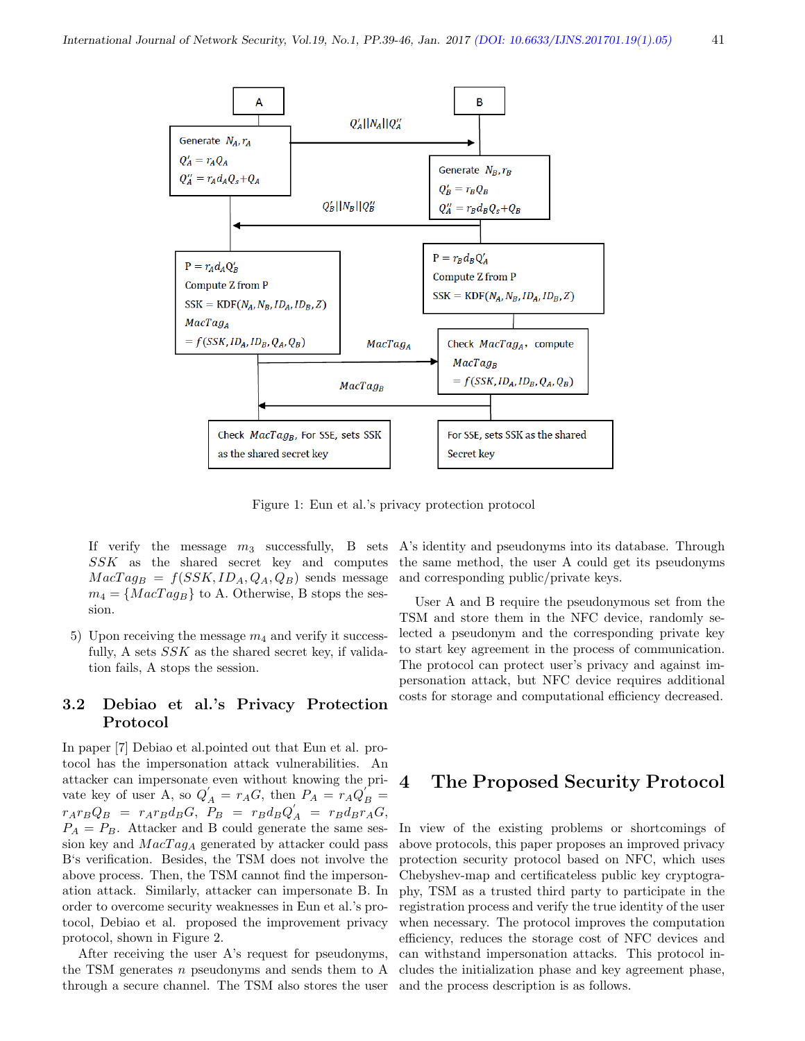Figure 1: Eun et al.'s privacy protection protocol

If verify the message $m_3$ successfully, B sets $SSK$ as the shared secret key and computes $MacTag_B = f(SSK, ID_A, Q_A, Q_B)$ sends message $m_4 = \{MacTag_B\}$ to A. Otherwise, B stops the session.

5) Upon receiving the message $m_4$ and verify it successfully, A sets $SSK$ as the shared secret key, if validation fails, A stops the session.

### 3.2 Debiao et al.'s Privacy Protection Protocol

In paper [7] Debiao et al.pointed out that Eun et al. protocol has the impersonation attack vulnerabilities. An attacker can impersonate even without knowing the private key of user A, so $Q_A^{'} = r_A G$, then $P_A = r_A Q_B^{'} = r_A r_B Q_B = r_A r_B d_B G$, $P_B = r_B d_B Q_A^{'} = r_B d_B r_A G$, $P_A = P_B$. Attacker and B could generate the same session key and $MacTag_A$ generated by attacker could pass B's verification. Besides, the TSM does not involve the above process. Then, the TSM cannot find the impersonation attack. Similarly, attacker can impersonate B. In order to overcome security weaknesses in Eun et al.'s protocol, Debiao et al. proposed the improvement privacy protocol, shown in Figure 2.

After receiving the user A's request for pseudonyms, the TSM generates $n$ pseudonyms and sends them to A through a secure channel. The TSM also stores the user A's identity and pseudonyms into its database. Through the same method, the user A could get its pseudonyms and corresponding public/private keys.

User A and B require the pseudonymous set from the TSM and store them in the NFC device, randomly selected a pseudonym and the corresponding private key to start key agreement in the process of communication. The protocol can protect user's privacy and against impersonation attack, but NFC device requires additional costs for storage and computational efficiency decreased.

## 4 The Proposed Security Protocol

In view of the existing problems or shortcomings of above protocols, this paper proposes an improved privacy protection security protocol based on NFC, which uses Chebyshev-map and certificateless public key cryptography, TSM as a trusted third party to participate in the registration process and verify the true identity of the user when necessary. The protocol improves the computation efficiency, reduces the storage cost of NFC devices and can withstand impersonation attacks. This protocol includes the initialization phase and key agreement phase, and the process description is as follows.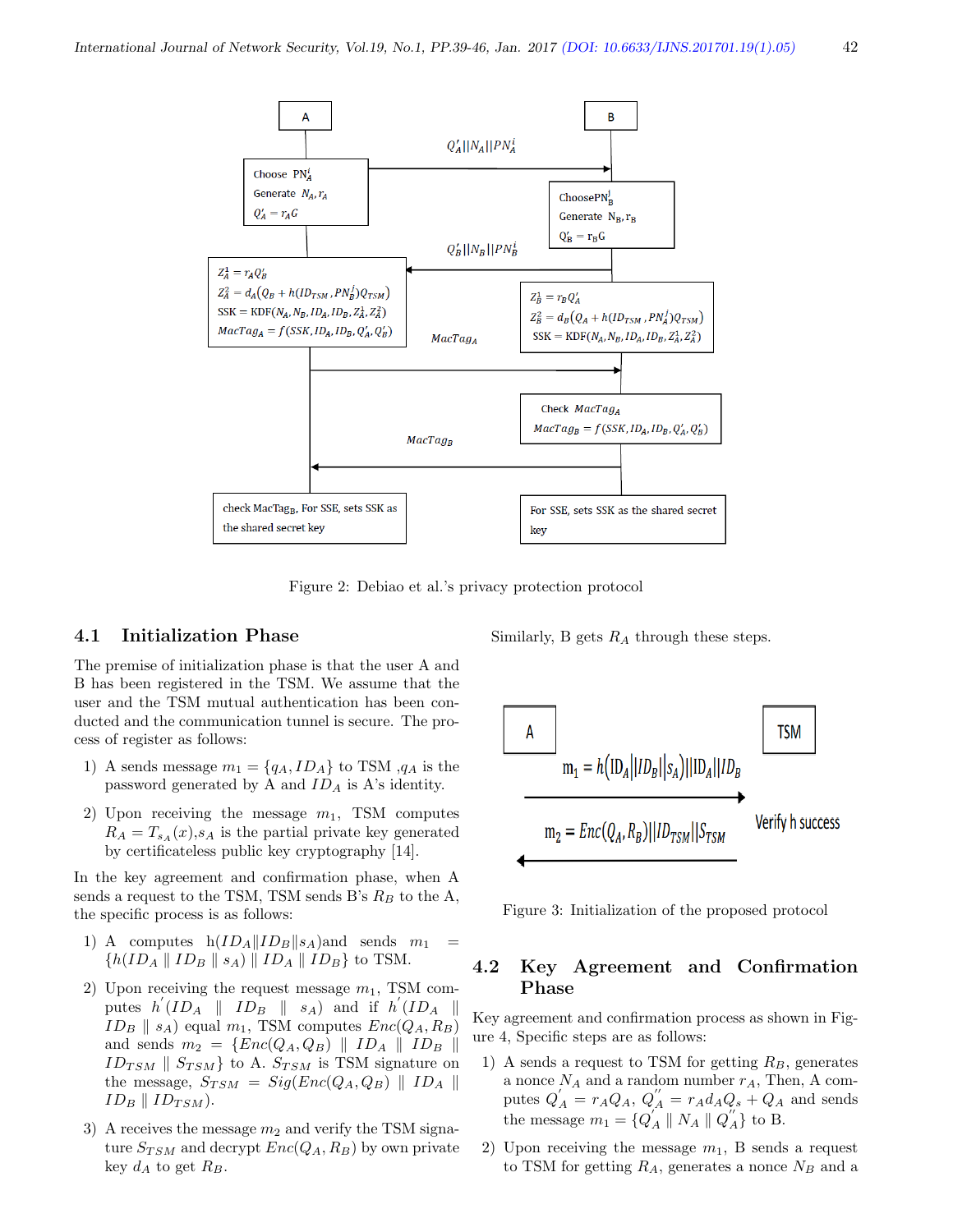Figure 2: Debiao et al.'s privacy protection protocol

### 4.1 Initialization Phase

The premise of initialization phase is that the user A and B has been registered in the TSM. We assume that the user and the TSM mutual authentication has been conducted and the communication tunnel is secure. The process of register as follows:

1) A sends message $m_1 = \{q_A, ID_A\}$ to TSM ,$q_A$ is the password generated by A and $ID_A$ is A's identity.

2) Upon receiving the message $m_1$, TSM computes $R_A = T_{s_A}(x)$,$s_A$ is the partial private key generated by certificateless public key cryptography [14].

In the key agreement and confirmation phase, when A sends a request to the TSM, TSM sends B's $R_B$ to the A, the specific process is as follows:

1) A computes h($ID_A \| ID_B \| s_A$)and sends $m_1 = \{h(ID_A \parallel ID_B \parallel s_A) \parallel ID_A \parallel ID_B\}$ to TSM.

2) Upon receiving the request message $m_1$, TSM computes $h^{'}(ID_A \parallel ID_B \parallel s_A)$ and if $h^{'}(ID_A \parallel ID_B \parallel s_A)$ equal $m_1$, TSM computes $Enc(Q_A, R_B)$ and sends $m_2 = \{Enc(Q_A, Q_B) \parallel ID_A \parallel ID_B \parallel ID_{TSM} \parallel S_{TSM}\}$ to A. $S_{TSM}$ is TSM signature on the message, $S_{TSM} = Sig(Enc(Q_A, Q_B) \parallel ID_A \parallel ID_B \parallel ID_{TSM})$.

3) A receives the message $m_2$ and verify the TSM signature $S_{TSM}$ and decrypt $Enc(Q_A, R_B)$ by own private key $d_A$ to get $R_B$.

Similarly, B gets $R_A$ through these steps.

Figure 3: Initialization of the proposed protocol

### 4.2 Key Agreement and Confirmation Phase

Key agreement and confirmation process as shown in Figure 4, Specific steps are as follows:

1) A sends a request to TSM for getting $R_B$, generates a nonce $N_A$ and a random number $r_A$, Then, A computes $Q_A^{'} = r_A Q_A$, $Q_A^{''} = r_A d_A Q_s + Q_A$ and sends the message $m_1 = \{Q_A^{'} \parallel N_A \parallel Q_A^{''}\}$ to B.

2) Upon receiving the message $m_1$, B sends a request to TSM for getting $R_A$, generates a nonce $N_B$ and a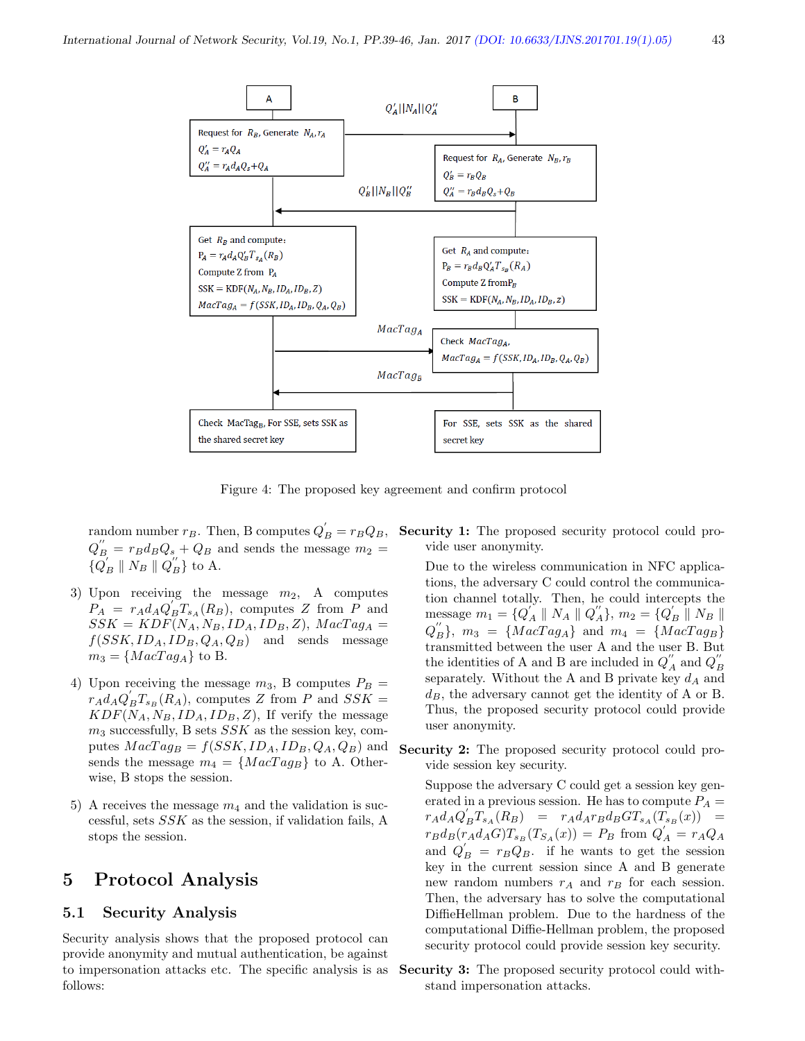Figure 4: The proposed key agreement and confirm protocol

random number $r_B$. Then, B computes $Q_B^{'} = r_B Q_B$, $Q_B^{''} = r_B d_B Q_s + Q_B$ and sends the message $m_2 = \{Q_B^{'} \parallel N_B \parallel Q_B^{''}\}$ to A.

3) Upon receiving the message $m_2$, A computes $P_A = r_A d_A Q_B^{'} T_{s_A}(R_B)$, computes $Z$ from $P$ and $SSK = KDF(N_A, N_B, ID_A, ID_B, Z)$, $MacTag_A = f(SSK, ID_A, ID_B, Q_A, Q_B)$ and sends message $m_3 = \{MacTag_A\}$ to B.

4) Upon receiving the message $m_3$, B computes $P_B = r_A d_A Q_B^{'} T_{s_B}(R_A)$, computes $Z$ from $P$ and $SSK = KDF(N_A, N_B, ID_A, ID_B, Z)$, If verify the message $m_3$ successfully, B sets $SSK$ as the session key, computes $MacTag_B = f(SSK, ID_A, ID_B, Q_A, Q_B)$ and sends the message $m_4 = \{MacTag_B\}$ to A. Otherwise, B stops the session.

5) A receives the message $m_4$ and the validation is successful, sets $SSK$ as the session, if validation fails, A stops the session.

# 5 Protocol Analysis

## 5.1 Security Analysis

Security analysis shows that the proposed protocol can provide anonymity and mutual authentication, be against to impersonation attacks etc. The specific analysis is as follows:

**Security 1:** The proposed security protocol could provide user anonymity.

Due to the wireless communication in NFC applications, the adversary C could control the communication channel totally. Then, he could intercepts the message $m_1 = \{Q_A^{'} \parallel N_A \parallel Q_A^{''}\}$, $m_2 = \{Q_B^{'} \parallel N_B \parallel Q_B^{''}\}$, $m_3 = \{MacTag_A\}$ and $m_4 = \{MacTag_B\}$ transmitted between the user A and the user B. But the identities of A and B are included in $Q_A^{''}$ and $Q_B^{''}$ separately. Without the A and B private key $d_A$ and $d_B$, the adversary cannot get the identity of A or B. Thus, the proposed security protocol could provide user anonymity.

**Security 2:** The proposed security protocol could provide session key security.

Suppose the adversary C could get a session key generated in a previous session. He has to compute $P_A = r_A d_A Q_B^{'} T_{s_A}(R_B) = r_A d_A r_B d_B G T_{s_A}(T_{s_B}(x)) = r_B d_B (r_A d_A G) T_{s_B}(T_{S_A}(x)) = P_B$ from $Q_A^{'} = r_A Q_A$ and $Q_B^{'} = r_B Q_B$. if he wants to get the session key in the current session since A and B generate new random numbers $r_A$ and $r_B$ for each session. Then, the adversary has to solve the computational DiffieHellman problem. Due to the hardness of the computational Diffie-Hellman problem, the proposed security protocol could provide session key security.

**Security 3:** The proposed security protocol could withstand impersonation attacks.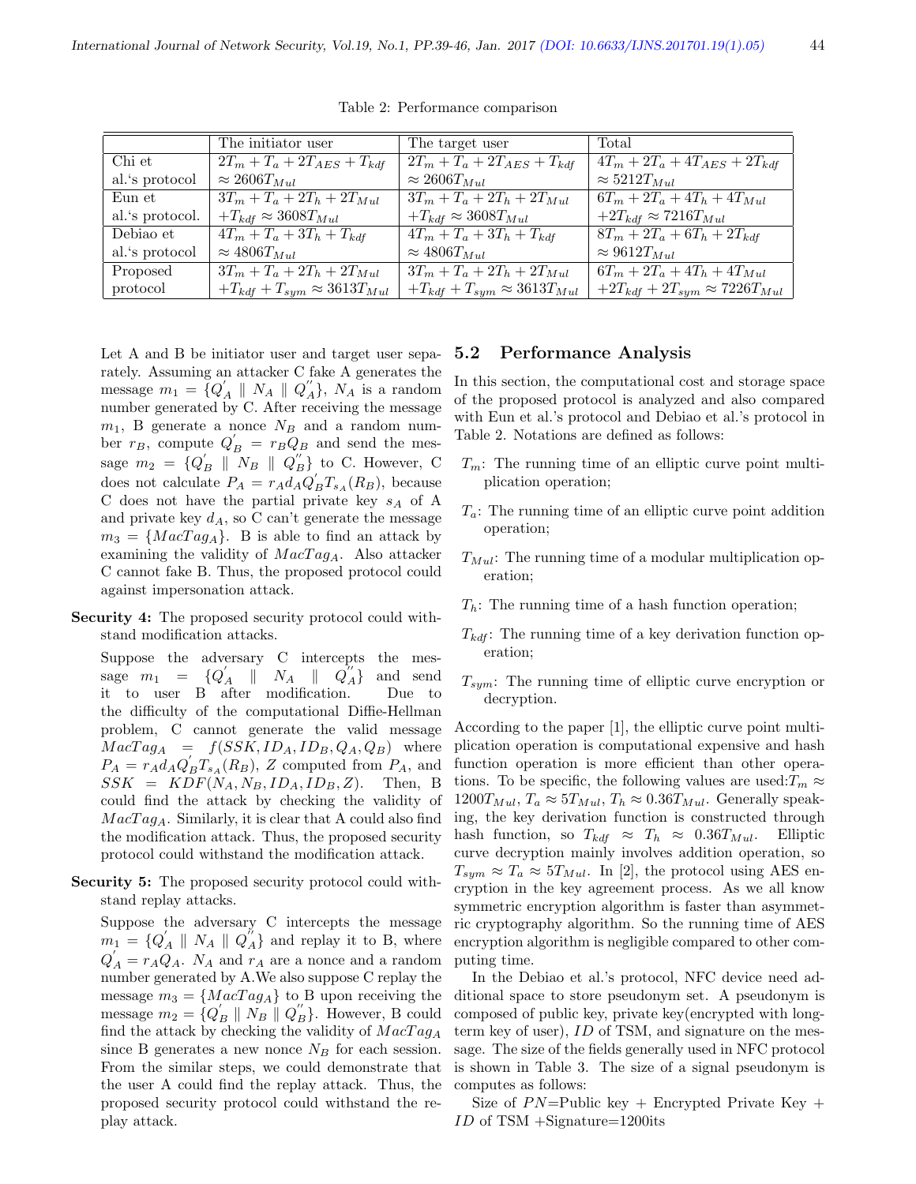Table 2: Performance comparison

| | The initiator user | The target user | Total |
|---|---|---|---|
| Chi et al.'s protocol | $2T_m + T_a + 2T_{AES} + T_{kdf}$ $\approx 2606T_{Mul}$ | $2T_m + T_a + 2T_{AES} + T_{kdf}$ $\approx 2606T_{Mul}$ | $4T_m + 2T_a + 4T_{AES} + 2T_{kdf}$ $\approx 5212T_{Mul}$ |
| Eun et al.'s protocol. | $3T_m + T_a + 2T_h + 2T_{Mul}$ $+T_{kdf} \approx 3608T_{Mul}$ | $3T_m + T_a + 2T_h + 2T_{Mul}$ $+T_{kdf} \approx 3608T_{Mul}$ | $6T_m + 2T_a + 4T_h + 4T_{Mul}$ $+2T_{kdf} \approx 7216T_{Mul}$ |
| Debiao et al.'s protocol | $4T_m + T_a + 3T_h + T_{kdf}$ $\approx 4806T_{Mul}$ | $4T_m + T_a + 3T_h + T_{kdf}$ $\approx 4806T_{Mul}$ | $8T_m + 2T_a + 6T_h + 2T_{kdf}$ $\approx 9612T_{Mul}$ |
| Proposed protocol | $3T_m + T_a + 2T_h + 2T_{Mul}$ $+T_{kdf} + T_{sym} \approx 3613T_{Mul}$ | $3T_m + T_a + 2T_h + 2T_{Mul}$ $+T_{kdf} + T_{sym} \approx 3613T_{Mul}$ | $6T_m + 2T_a + 4T_h + 4T_{Mul}$ $+2T_{kdf} + 2T_{sym} \approx 7226T_{Mul}$ |

Let A and B be initiator user and target user separately. Assuming an attacker C fake A generates the message $m_1 = \{Q_A^{'} \parallel N_A \parallel Q_A^{''}\}$, $N_A$ is a random number generated by C. After receiving the message $m_1$, B generate a nonce $N_B$ and a random number $r_B$, compute $Q_B^{'} = r_B Q_B$ and send the message $m_2 = \{Q_B^{'} \parallel N_B \parallel Q_B^{''}\}$ to C. However, C does not calculate $P_A = r_A d_A Q_B^{'} T_{s_A}(R_B)$, because C does not have the partial private key $s_A$ of A and private key $d_A$, so C can't generate the message $m_3 = \{MacTag_A\}$. B is able to find an attack by examining the validity of $MacTag_A$. Also attacker C cannot fake B. Thus, the proposed protocol could against impersonation attack.

**Security 4:** The proposed security protocol could withstand modification attacks.

Suppose the adversary C intercepts the message $m_1 = \{Q_A^{'} \parallel N_A \parallel Q_A^{''}\}$ and send it to user B after modification. Due to the difficulty of the computational Diffie-Hellman problem, C cannot generate the valid message $MacTag_A = f(SSK, ID_A, ID_B, Q_A, Q_B)$ where $P_A = r_A d_A Q_B^{'} T_{s_A}(R_B)$, $Z$ computed from $P_A$, and $SSK = KDF(N_A, N_B, ID_A, ID_B, Z)$. Then, B could find the attack by checking the validity of $MacTag_A$. Similarly, it is clear that A could also find the modification attack. Thus, the proposed security protocol could withstand the modification attack.

**Security 5:** The proposed security protocol could withstand replay attacks.

Suppose the adversary C intercepts the message $m_1 = \{Q_A^{'} \parallel N_A \parallel Q_A^{''}\}$ and replay it to B, where $Q_A^{'} = r_A Q_A$. $N_A$ and $r_A$ are a nonce and a random number generated by A.We also suppose C replay the message $m_3 = \{MacTag_A\}$ to B upon receiving the message $m_2 = \{Q_B^{'} \parallel N_B \parallel Q_B^{''}\}$. However, B could find the attack by checking the validity of $MacTag_A$ since B generates a new nonce $N_B$ for each session. From the similar steps, we could demonstrate that the user A could find the replay attack. Thus, the proposed security protocol could withstand the replay attack.

## 5.2 Performance Analysis

In this section, the computational cost and storage space of the proposed protocol is analyzed and also compared with Eun et al.'s protocol and Debiao et al.'s protocol in Table 2. Notations are defined as follows:

- $T_m$: The running time of an elliptic curve point multiplication operation;
- $T_a$: The running time of an elliptic curve point addition operation;
- $T_{Mul}$: The running time of a modular multiplication operation;
- $T_h$: The running time of a hash function operation;
- $T_{kdf}$: The running time of a key derivation function operation;
- $T_{sym}$: The running time of elliptic curve encryption or decryption.

According to the paper [1], the elliptic curve point multiplication operation is computational expensive and hash function operation is more efficient than other operations. To be specific, the following values are used:$T_m \approx 1200T_{Mul}$, $T_a \approx 5T_{Mul}$, $T_h \approx 0.36T_{Mul}$. Generally speaking, the key derivation function is constructed through hash function, so $T_{kdf} \approx T_h \approx 0.36T_{Mul}$. Elliptic curve decryption mainly involves addition operation, so $T_{sym} \approx T_a \approx 5T_{Mul}$. In [2], the protocol using AES encryption in the key agreement process. As we all know symmetric encryption algorithm is faster than asymmetric cryptography algorithm. So the running time of AES encryption algorithm is negligible compared to other computing time.

In the Debiao et al.'s protocol, NFC device need additional space to store pseudonym set. A pseudonym is composed of public key, private key(encrypted with long-term key of user), $ID$ of TSM, and signature on the message. The size of the fields generally used in NFC protocol is shown in Table 3. The size of a signal pseudonym is computes as follows:

Size of $PN$=Public key + Encrypted Private Key + $ID$ of TSM +Signature=1200its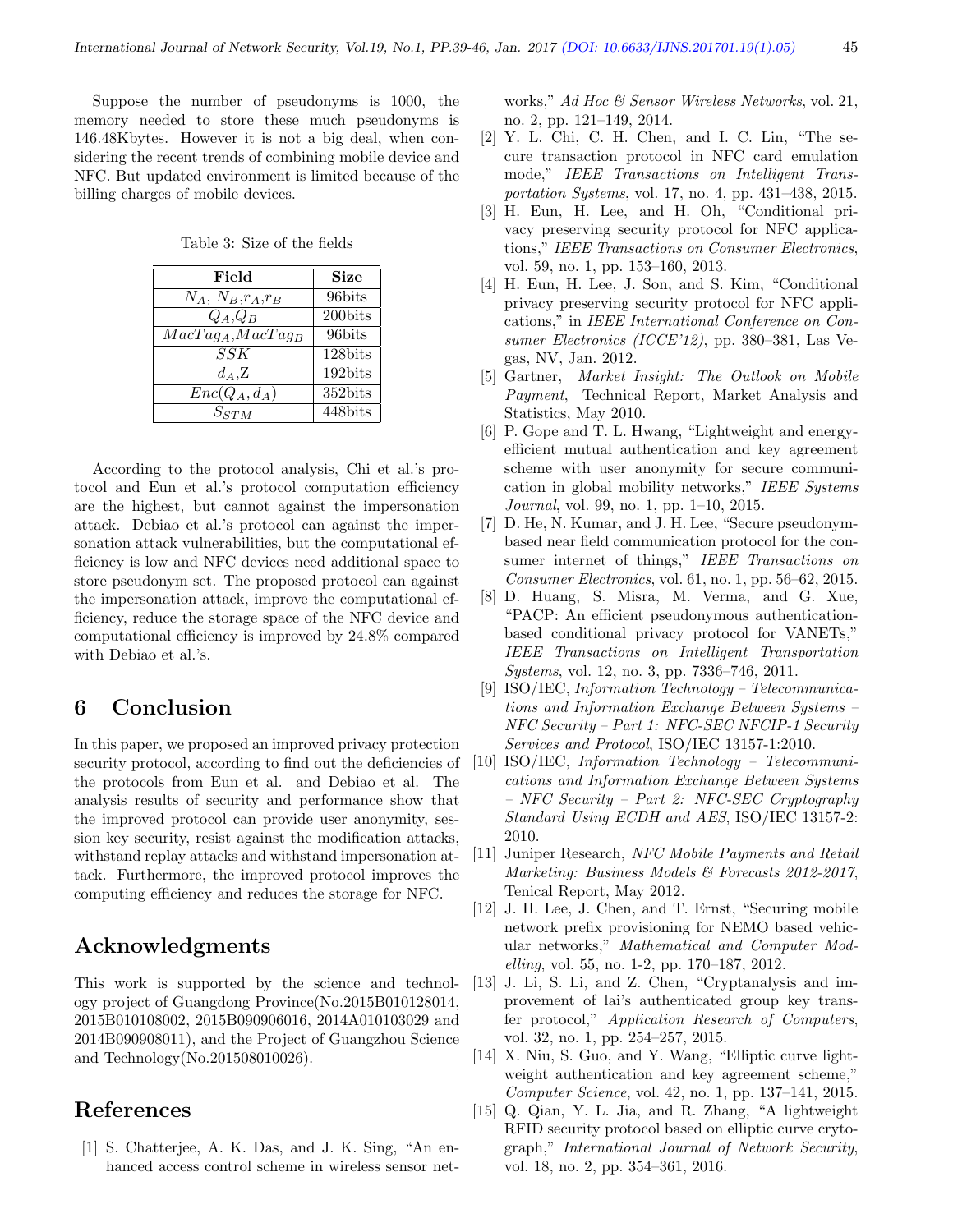Suppose the number of pseudonyms is 1000, the memory needed to store these much pseudonyms is 146.48Kbytes. However it is not a big deal, when considering the recent trends of combining mobile device and NFC. But updated environment is limited because of the billing charges of mobile devices.

Table 3: Size of the fields

| Field | Size |
|---|---|
| $N_A$, $N_B$,$r_A$,$r_B$ | 96bits |
| $Q_A$,$Q_B$ | 200bits |
| $MacTag_A$,$MacTag_B$ | 96bits |
| $SSK$ | 128bits |
| $d_A$,Z | 192bits |
| $Enc(Q_A, d_A)$ | 352bits |
| $S_{STM}$ | 448bits |

According to the protocol analysis, Chi et al.'s protocol and Eun et al.'s protocol computation efficiency are the highest, but cannot against the impersonation attack. Debiao et al.'s protocol can against the impersonation attack vulnerabilities, but the computational efficiency is low and NFC devices need additional space to store pseudonym set. The proposed protocol can against the impersonation attack, improve the computational efficiency, reduce the storage space of the NFC device and computational efficiency is improved by 24.8% compared with Debiao et al.'s.

# 6 Conclusion

In this paper, we proposed an improved privacy protection security protocol, according to find out the deficiencies of the protocols from Eun et al. and Debiao et al. The analysis results of security and performance show that the improved protocol can provide user anonymity, session key security, resist against the modification attacks, withstand replay attacks and withstand impersonation attack. Furthermore, the improved protocol improves the computing efficiency and reduces the storage for NFC.

# Acknowledgments

This work is supported by the science and technology project of Guangdong Province(No.2015B010128014, 2015B010108002, 2015B090906016, 2014A010103029 and 2014B090908011), and the Project of Guangzhou Science and Technology(No.201508010026).

# References

[1] S. Chatterjee, A. K. Das, and J. K. Sing, "An enhanced access control scheme in wireless sensor networks," *Ad Hoc & Sensor Wireless Networks*, vol. 21, no. 2, pp. 121–149, 2014.

[2] Y. L. Chi, C. H. Chen, and I. C. Lin, "The secure transaction protocol in NFC card emulation mode," *IEEE Transactions on Intelligent Transportation Systems*, vol. 17, no. 4, pp. 431–438, 2015.

[3] H. Eun, H. Lee, and H. Oh, "Conditional privacy preserving security protocol for NFC applications," *IEEE Transactions on Consumer Electronics*, vol. 59, no. 1, pp. 153–160, 2013.

[4] H. Eun, H. Lee, J. Son, and S. Kim, "Conditional privacy preserving security protocol for NFC applications," in *IEEE International Conference on Consumer Electronics (ICCE'12)*, pp. 380–381, Las Vegas, NV, Jan. 2012.

[5] Gartner, *Market Insight: The Outlook on Mobile Payment*, Technical Report, Market Analysis and Statistics, May 2010.

[6] P. Gope and T. L. Hwang, "Lightweight and energy-efficient mutual authentication and key agreement scheme with user anonymity for secure communication in global mobility networks," *IEEE Systems Journal*, vol. 99, no. 1, pp. 1–10, 2015.

[7] D. He, N. Kumar, and J. H. Lee, "Secure pseudonym-based near field communication protocol for the consumer internet of things," *IEEE Transactions on Consumer Electronics*, vol. 61, no. 1, pp. 56–62, 2015.

[8] D. Huang, S. Misra, M. Verma, and G. Xue, "PACP: An efficient pseudonymous authentication-based conditional privacy protocol for VANETs," *IEEE Transactions on Intelligent Transportation Systems*, vol. 12, no. 3, pp. 7336–746, 2011.

[9] ISO/IEC, *Information Technology – Telecommunications and Information Exchange Between Systems – NFC Security – Part 1: NFC-SEC NFCIP-1 Security Services and Protocol*, ISO/IEC 13157-1:2010.

[10] ISO/IEC, *Information Technology – Telecommunications and Information Exchange Between Systems – NFC Security – Part 2: NFC-SEC Cryptography Standard Using ECDH and AES*, ISO/IEC 13157-2: 2010.

[11] Juniper Research, *NFC Mobile Payments and Retail Marketing: Business Models & Forecasts 2012-2017*, Tenical Report, May 2012.

[12] J. H. Lee, J. Chen, and T. Ernst, "Securing mobile network prefix provisioning for NEMO based vehicular networks," *Mathematical and Computer Modelling*, vol. 55, no. 1-2, pp. 170–187, 2012.

[13] J. Li, S. Li, and Z. Chen, "Cryptanalysis and improvement of lai's authenticated group key transfer protocol," *Application Research of Computers*, vol. 32, no. 1, pp. 254–257, 2015.

[14] X. Niu, S. Guo, and Y. Wang, "Elliptic curve lightweight authentication and key agreement scheme," *Computer Science*, vol. 42, no. 1, pp. 137–141, 2015.

[15] Q. Qian, Y. L. Jia, and R. Zhang, "A lightweight RFID security protocol based on elliptic curve crytograph," *International Journal of Network Security*, vol. 18, no. 2, pp. 354–361, 2016.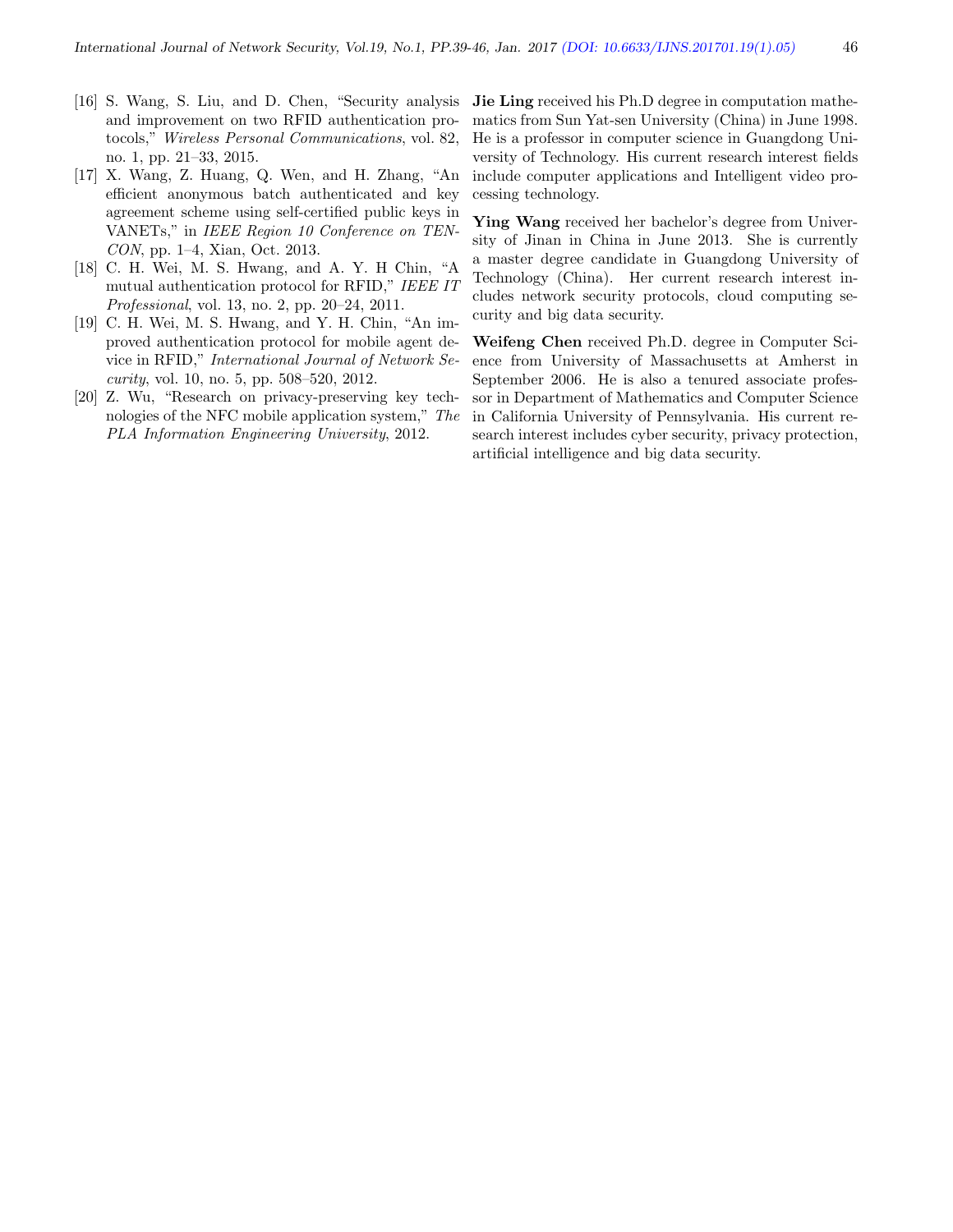[16] S. Wang, S. Liu, and D. Chen, "Security analysis and improvement on two RFID authentication protocols," *Wireless Personal Communications*, vol. 82, no. 1, pp. 21–33, 2015.

[17] X. Wang, Z. Huang, Q. Wen, and H. Zhang, "An efficient anonymous batch authenticated and key agreement scheme using self-certified public keys in VANETs," in *IEEE Region 10 Conference on TENCON*, pp. 1–4, Xian, Oct. 2013.

[18] C. H. Wei, M. S. Hwang, and A. Y. H Chin, "A mutual authentication protocol for RFID," *IEEE IT Professional*, vol. 13, no. 2, pp. 20–24, 2011.

[19] C. H. Wei, M. S. Hwang, and Y. H. Chin, "An improved authentication protocol for mobile agent device in RFID," *International Journal of Network Security*, vol. 10, no. 5, pp. 508–520, 2012.

[20] Z. Wu, "Research on privacy-preserving key technologies of the NFC mobile application system," *The PLA Information Engineering University*, 2012.

**Jie Ling** received his Ph.D degree in computation mathematics from Sun Yat-sen University (China) in June 1998. He is a professor in computer science in Guangdong University of Technology. His current research interest fields include computer applications and Intelligent video processing technology.

**Ying Wang** received her bachelor's degree from University of Jinan in China in June 2013. She is currently a master degree candidate in Guangdong University of Technology (China). Her current research interest includes network security protocols, cloud computing security and big data security.

**Weifeng Chen** received Ph.D. degree in Computer Science from University of Massachusetts at Amherst in September 2006. He is also a tenured associate professor in Department of Mathematics and Computer Science in California University of Pennsylvania. His current research interest includes cyber security, privacy protection, artificial intelligence and big data security.